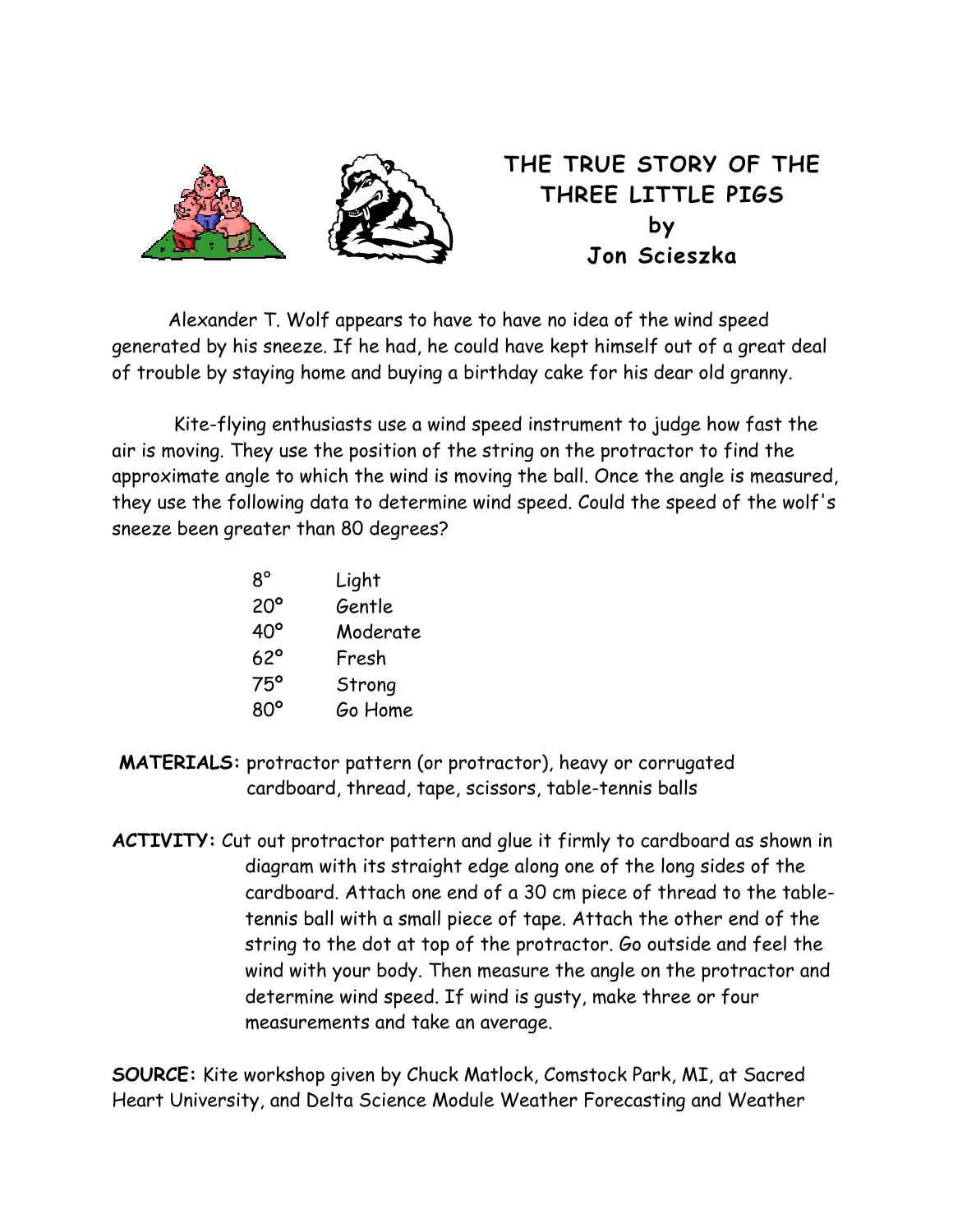# THE TRUE STORY OF THE THREE LITTLE PIGS by Jon Scieszka

Alexander T. Wolf appears to have to have no idea of the wind speed generated by his sneeze. If he had, he could have kept himself out of a great deal of trouble by staying home and buying a birthday cake for his dear old granny.

Kite-flying enthusiasts use a wind speed instrument to judge how fast the air is moving. They use the position of the string on the protractor to find the approximate angle to which the wind is moving the ball. Once the angle is measured, they use the following data to determine wind speed. Could the speed of the wolf's sneeze been greater than 80 degrees?

| | |
|---|---|
| 8° | Light |
| 20° | Gentle |
| 40° | Moderate |
| 62° | Fresh |
| 75° | Strong |
| 80° | Go Home |

**MATERIALS:** protractor pattern (or protractor), heavy or corrugated cardboard, thread, tape, scissors, table-tennis balls

**ACTIVITY:** Cut out protractor pattern and glue it firmly to cardboard as shown in diagram with its straight edge along one of the long sides of the cardboard. Attach one end of a 30 cm piece of thread to the table-tennis ball with a small piece of tape. Attach the other end of the string to the dot at top of the protractor. Go outside and feel the wind with your body. Then measure the angle on the protractor and determine wind speed. If wind is gusty, make three or four measurements and take an average.

**SOURCE:** Kite workshop given by Chuck Matlock, Comstock Park, MI, at Sacred Heart University, and Delta Science Module Weather Forecasting and Weather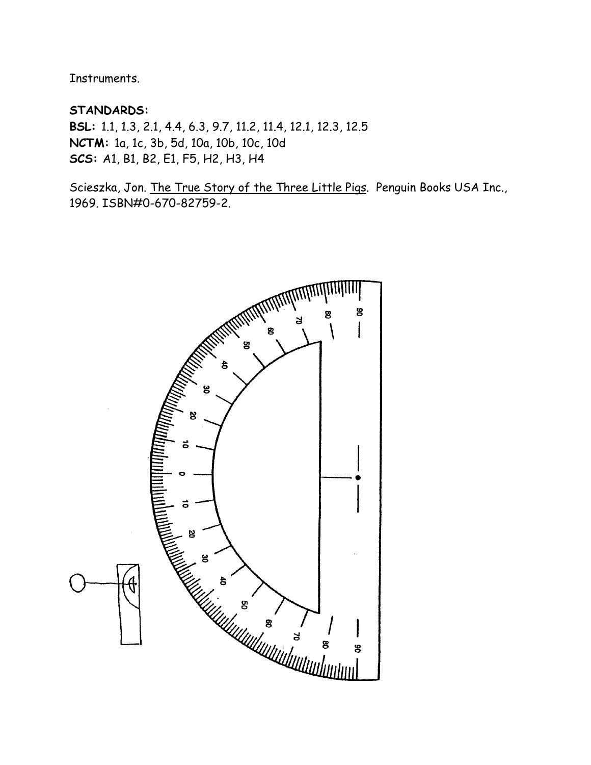Instruments.

**STANDARDS:**
**BSL:** 1.1, 1.3, 2.1, 4.4, 6.3, 9.7, 11.2, 11.4, 12.1, 12.3, 12.5
**NCTM:** 1a, 1c, 3b, 5d, 10a, 10b, 10c, 10d
**SCS:** A1, B1, B2, E1, F5, H2, H3, H4

Scieszka, Jon. The True Story of the Three Little Pigs. Penguin Books USA Inc., 1969. ISBN#0-670-82759-2.

90
80
70
60
50
40
30
20
10
0
10
20
30
40
50
60
70
80
90